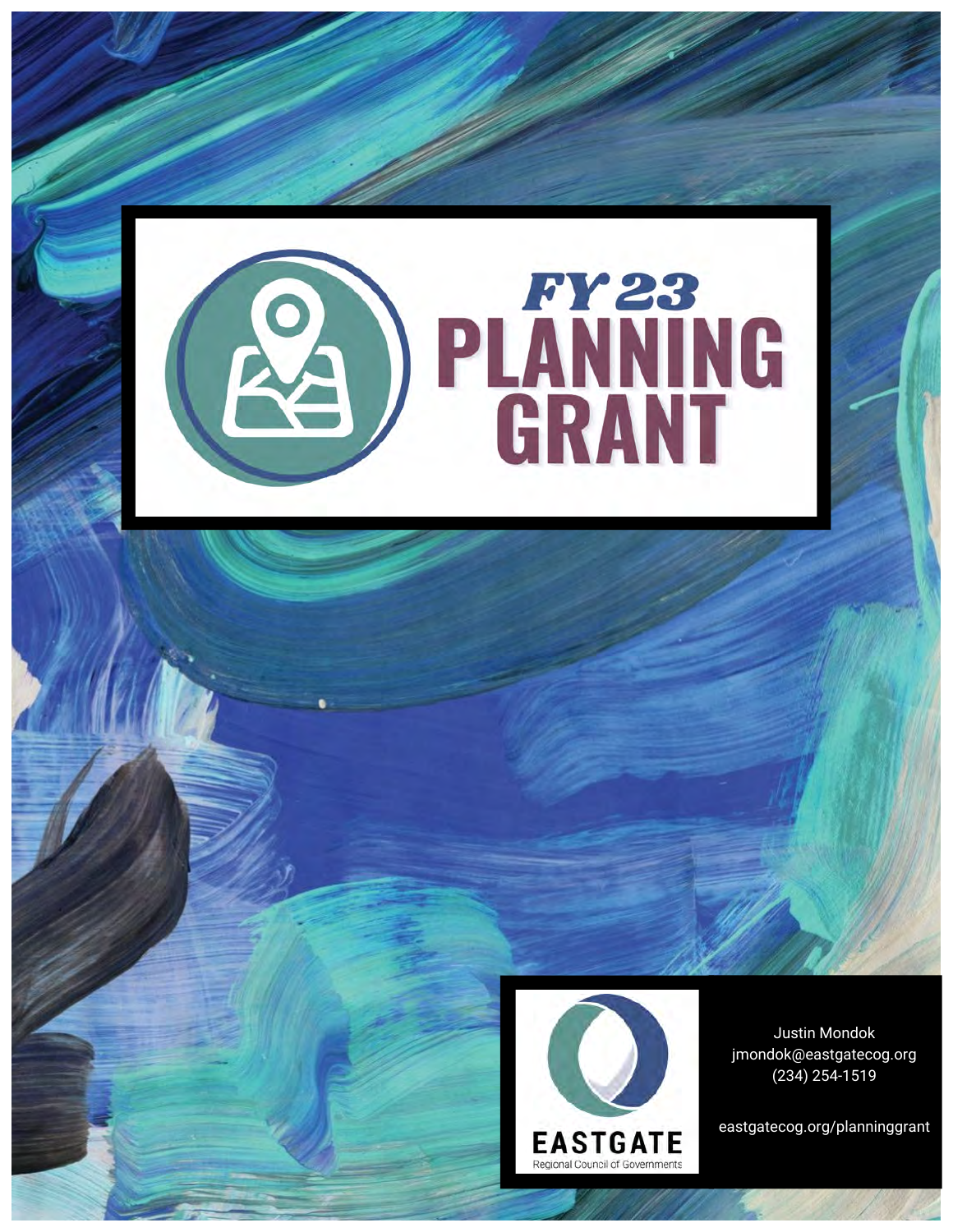# FY 23 PLANNING GRANT

EASTGATE
Regional Council of Governments

Justin Mondok
jmondok@eastgatecog.org
(234) 254-1519

eastgatecog.org/planninggrant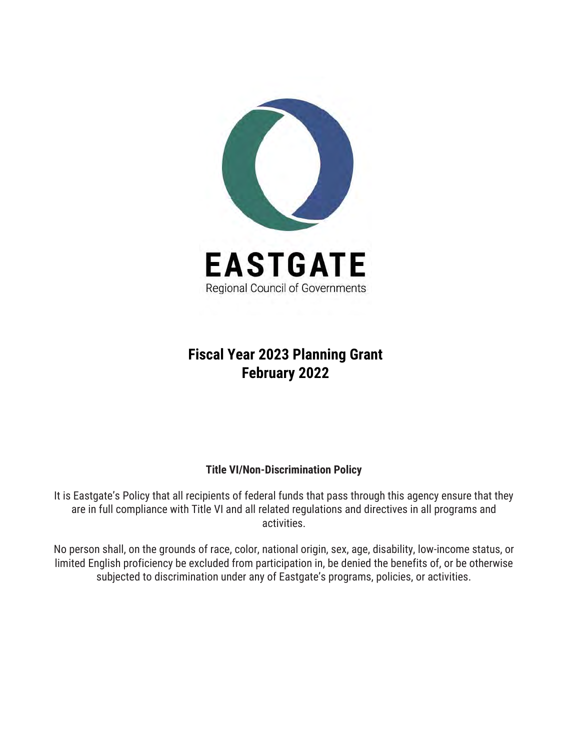**EASTGATE**
Regional Council of Governments

# Fiscal Year 2023 Planning Grant
# February 2022

### Title VI/Non-Discrimination Policy

It is Eastgate's Policy that all recipients of federal funds that pass through this agency ensure that they are in full compliance with Title VI and all related regulations and directives in all programs and activities.

No person shall, on the grounds of race, color, national origin, sex, age, disability, low-income status, or limited English proficiency be excluded from participation in, be denied the benefits of, or be otherwise subjected to discrimination under any of Eastgate's programs, policies, or activities.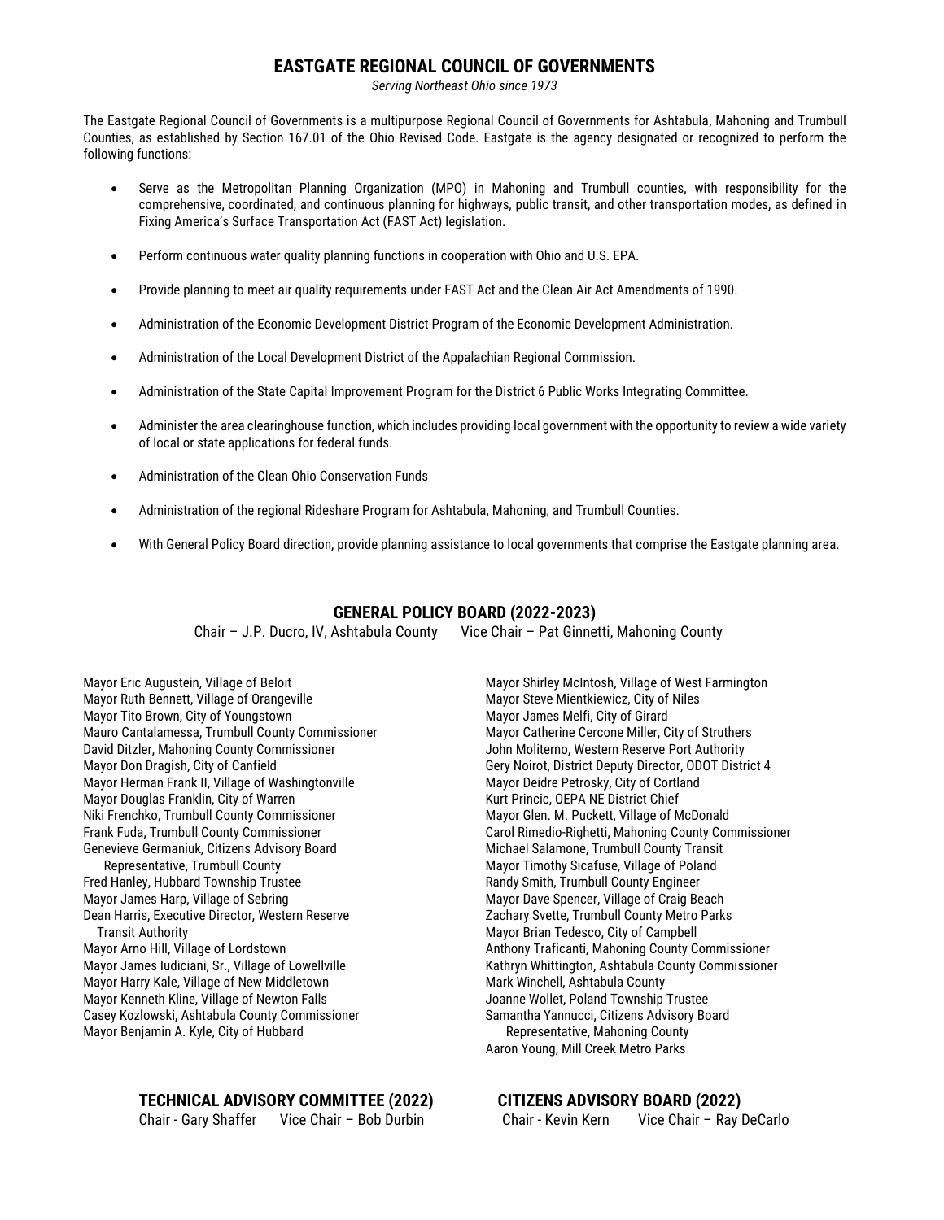# EASTGATE REGIONAL COUNCIL OF GOVERNMENTS

*Serving Northeast Ohio since 1973*

The Eastgate Regional Council of Governments is a multipurpose Regional Council of Governments for Ashtabula, Mahoning and Trumbull Counties, as established by Section 167.01 of the Ohio Revised Code. Eastgate is the agency designated or recognized to perform the following functions:

- Serve as the Metropolitan Planning Organization (MPO) in Mahoning and Trumbull counties, with responsibility for the comprehensive, coordinated, and continuous planning for highways, public transit, and other transportation modes, as defined in Fixing America's Surface Transportation Act (FAST Act) legislation.
- Perform continuous water quality planning functions in cooperation with Ohio and U.S. EPA.
- Provide planning to meet air quality requirements under FAST Act and the Clean Air Act Amendments of 1990.
- Administration of the Economic Development District Program of the Economic Development Administration.
- Administration of the Local Development District of the Appalachian Regional Commission.
- Administration of the State Capital Improvement Program for the District 6 Public Works Integrating Committee.
- Administer the area clearinghouse function, which includes providing local government with the opportunity to review a wide variety of local or state applications for federal funds.
- Administration of the Clean Ohio Conservation Funds
- Administration of the regional Rideshare Program for Ashtabula, Mahoning, and Trumbull Counties.
- With General Policy Board direction, provide planning assistance to local governments that comprise the Eastgate planning area.

## GENERAL POLICY BOARD (2022-2023)

Chair – J.P. Ducro, IV, Ashtabula County     Vice Chair – Pat Ginnetti, Mahoning County

Mayor Eric Augustein, Village of Beloit
Mayor Ruth Bennett, Village of Orangeville
Mayor Tito Brown, City of Youngstown
Mauro Cantalamessa, Trumbull County Commissioner
David Ditzler, Mahoning County Commissioner
Mayor Don Dragish, City of Canfield
Mayor Herman Frank II, Village of Washingtonville
Mayor Douglas Franklin, City of Warren
Niki Frenchko, Trumbull County Commissioner
Frank Fuda, Trumbull County Commissioner
Genevieve Germaniuk, Citizens Advisory Board Representative, Trumbull County
Fred Hanley, Hubbard Township Trustee
Mayor James Harp, Village of Sebring
Dean Harris, Executive Director, Western Reserve Transit Authority
Mayor Arno Hill, Village of Lordstown
Mayor James Iudiciani, Sr., Village of Lowellville
Mayor Harry Kale, Village of New Middletown
Mayor Kenneth Kline, Village of Newton Falls
Casey Kozlowski, Ashtabula County Commissioner
Mayor Benjamin A. Kyle, City of Hubbard
Mayor Shirley McIntosh, Village of West Farmington
Mayor Steve Mientkiewicz, City of Niles
Mayor James Melfi, City of Girard
Mayor Catherine Cercone Miller, City of Struthers
John Moliterno, Western Reserve Port Authority
Gery Noirot, District Deputy Director, ODOT District 4
Mayor Deidre Petrosky, City of Cortland
Kurt Princic, OEPA NE District Chief
Mayor Glen. M. Puckett, Village of McDonald
Carol Rimedio-Righetti, Mahoning County Commissioner
Michael Salamone, Trumbull County Transit
Mayor Timothy Sicafuse, Village of Poland
Randy Smith, Trumbull County Engineer
Mayor Dave Spencer, Village of Craig Beach
Zachary Svette, Trumbull County Metro Parks
Mayor Brian Tedesco, City of Campbell
Anthony Traficanti, Mahoning County Commissioner
Kathryn Whittington, Ashtabula County Commissioner
Mark Winchell, Ashtabula County
Joanne Wollet, Poland Township Trustee
Samantha Yannucci, Citizens Advisory Board Representative, Mahoning County
Aaron Young, Mill Creek Metro Parks

## TECHNICAL ADVISORY COMMITTEE (2022)

Chair - Gary Shaffer     Vice Chair – Bob Durbin

## CITIZENS ADVISORY BOARD (2022)

Chair - Kevin Kern     Vice Chair – Ray DeCarlo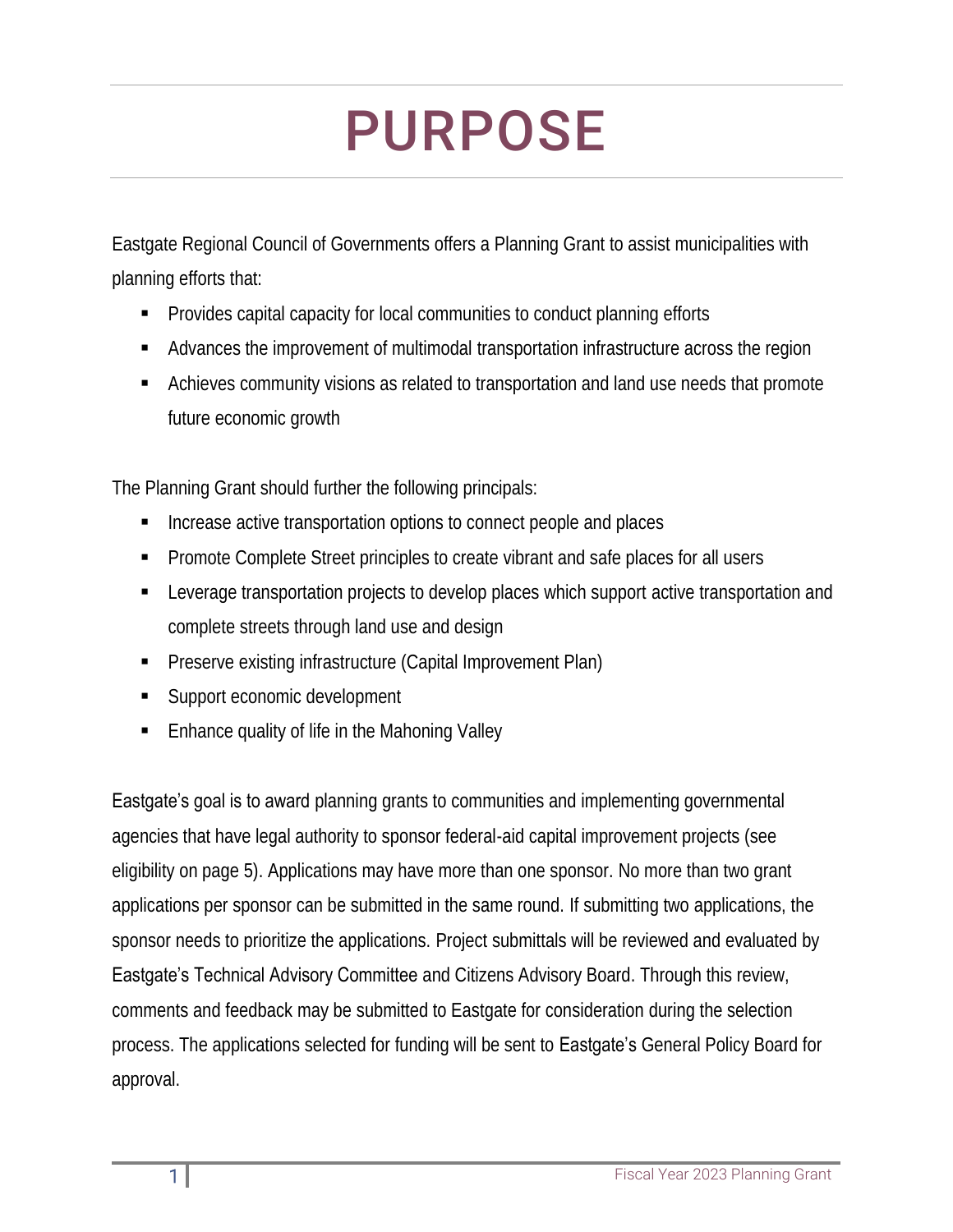# PURPOSE

Eastgate Regional Council of Governments offers a Planning Grant to assist municipalities with planning efforts that:

- Provides capital capacity for local communities to conduct planning efforts
- Advances the improvement of multimodal transportation infrastructure across the region
- Achieves community visions as related to transportation and land use needs that promote future economic growth

The Planning Grant should further the following principals:

- Increase active transportation options to connect people and places
- Promote Complete Street principles to create vibrant and safe places for all users
- Leverage transportation projects to develop places which support active transportation and complete streets through land use and design
- Preserve existing infrastructure (Capital Improvement Plan)
- Support economic development
- Enhance quality of life in the Mahoning Valley

Eastgate's goal is to award planning grants to communities and implementing governmental agencies that have legal authority to sponsor federal-aid capital improvement projects (see eligibility on page 5). Applications may have more than one sponsor. No more than two grant applications per sponsor can be submitted in the same round. If submitting two applications, the sponsor needs to prioritize the applications. Project submittals will be reviewed and evaluated by Eastgate's Technical Advisory Committee and Citizens Advisory Board. Through this review, comments and feedback may be submitted to Eastgate for consideration during the selection process. The applications selected for funding will be sent to Eastgate's General Policy Board for approval.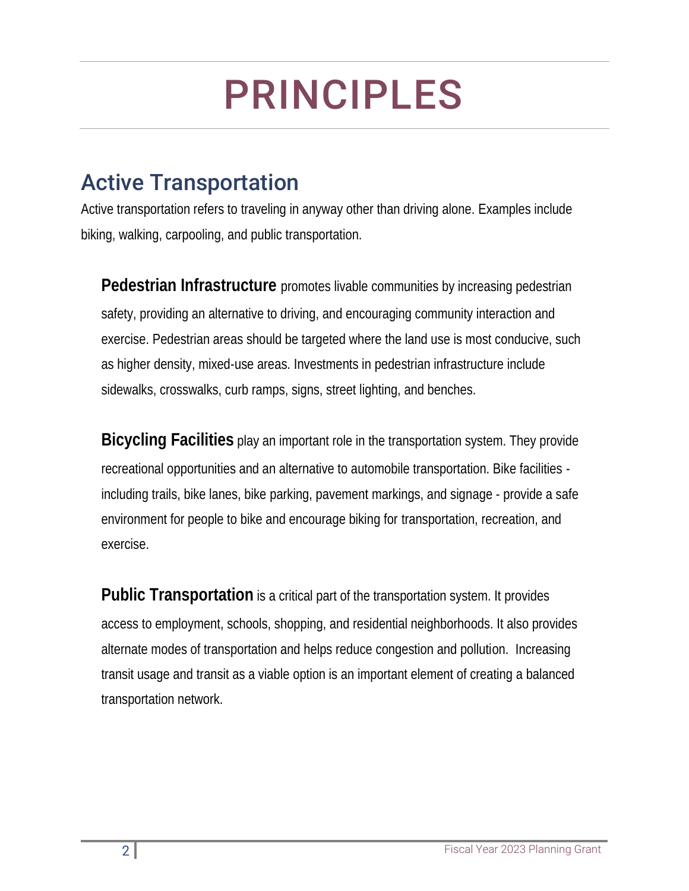# PRINCIPLES

## Active Transportation

Active transportation refers to traveling in anyway other than driving alone. Examples include biking, walking, carpooling, and public transportation.

**Pedestrian Infrastructure** promotes livable communities by increasing pedestrian safety, providing an alternative to driving, and encouraging community interaction and exercise. Pedestrian areas should be targeted where the land use is most conducive, such as higher density, mixed-use areas. Investments in pedestrian infrastructure include sidewalks, crosswalks, curb ramps, signs, street lighting, and benches.

**Bicycling Facilities** play an important role in the transportation system. They provide recreational opportunities and an alternative to automobile transportation. Bike facilities - including trails, bike lanes, bike parking, pavement markings, and signage - provide a safe environment for people to bike and encourage biking for transportation, recreation, and exercise.

**Public Transportation** is a critical part of the transportation system. It provides access to employment, schools, shopping, and residential neighborhoods. It also provides alternate modes of transportation and helps reduce congestion and pollution. Increasing transit usage and transit as a viable option is an important element of creating a balanced transportation network.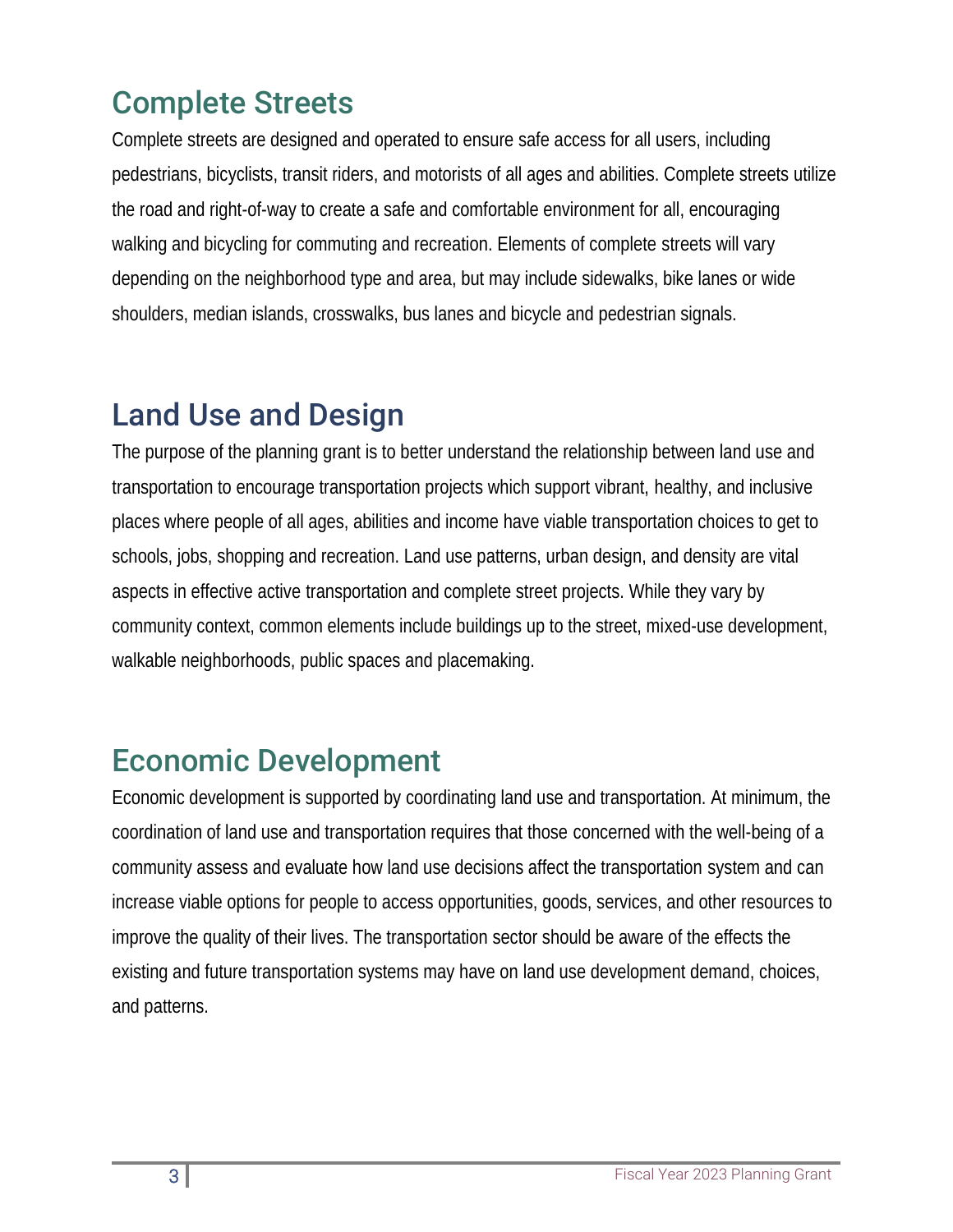## Complete Streets

Complete streets are designed and operated to ensure safe access for all users, including pedestrians, bicyclists, transit riders, and motorists of all ages and abilities. Complete streets utilize the road and right-of-way to create a safe and comfortable environment for all, encouraging walking and bicycling for commuting and recreation. Elements of complete streets will vary depending on the neighborhood type and area, but may include sidewalks, bike lanes or wide shoulders, median islands, crosswalks, bus lanes and bicycle and pedestrian signals.

## Land Use and Design

The purpose of the planning grant is to better understand the relationship between land use and transportation to encourage transportation projects which support vibrant, healthy, and inclusive places where people of all ages, abilities and income have viable transportation choices to get to schools, jobs, shopping and recreation. Land use patterns, urban design, and density are vital aspects in effective active transportation and complete street projects. While they vary by community context, common elements include buildings up to the street, mixed-use development, walkable neighborhoods, public spaces and placemaking.

## Economic Development

Economic development is supported by coordinating land use and transportation. At minimum, the coordination of land use and transportation requires that those concerned with the well-being of a community assess and evaluate how land use decisions affect the transportation system and can increase viable options for people to access opportunities, goods, services, and other resources to improve the quality of their lives. The transportation sector should be aware of the effects the existing and future transportation systems may have on land use development demand, choices, and patterns.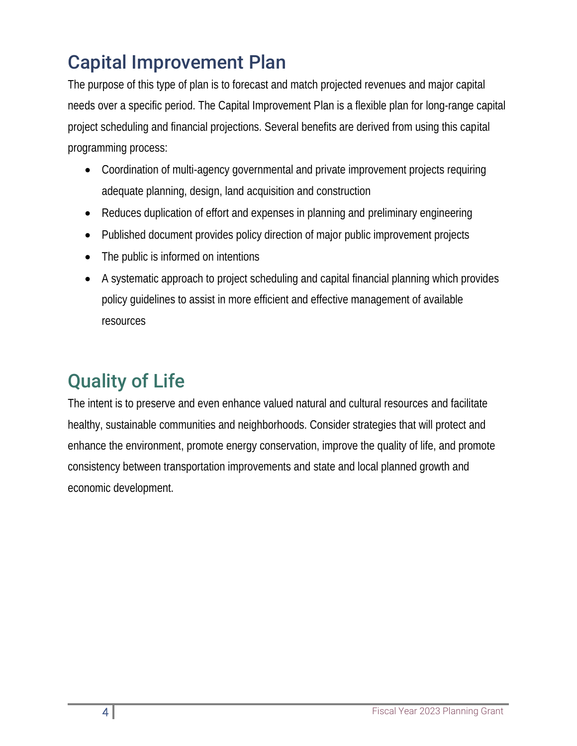## Capital Improvement Plan

The purpose of this type of plan is to forecast and match projected revenues and major capital needs over a specific period. The Capital Improvement Plan is a flexible plan for long-range capital project scheduling and financial projections. Several benefits are derived from using this capital programming process:

- Coordination of multi-agency governmental and private improvement projects requiring adequate planning, design, land acquisition and construction
- Reduces duplication of effort and expenses in planning and preliminary engineering
- Published document provides policy direction of major public improvement projects
- The public is informed on intentions
- A systematic approach to project scheduling and capital financial planning which provides policy guidelines to assist in more efficient and effective management of available resources

## Quality of Life

The intent is to preserve and even enhance valued natural and cultural resources and facilitate healthy, sustainable communities and neighborhoods. Consider strategies that will protect and enhance the environment, promote energy conservation, improve the quality of life, and promote consistency between transportation improvements and state and local planned growth and economic development.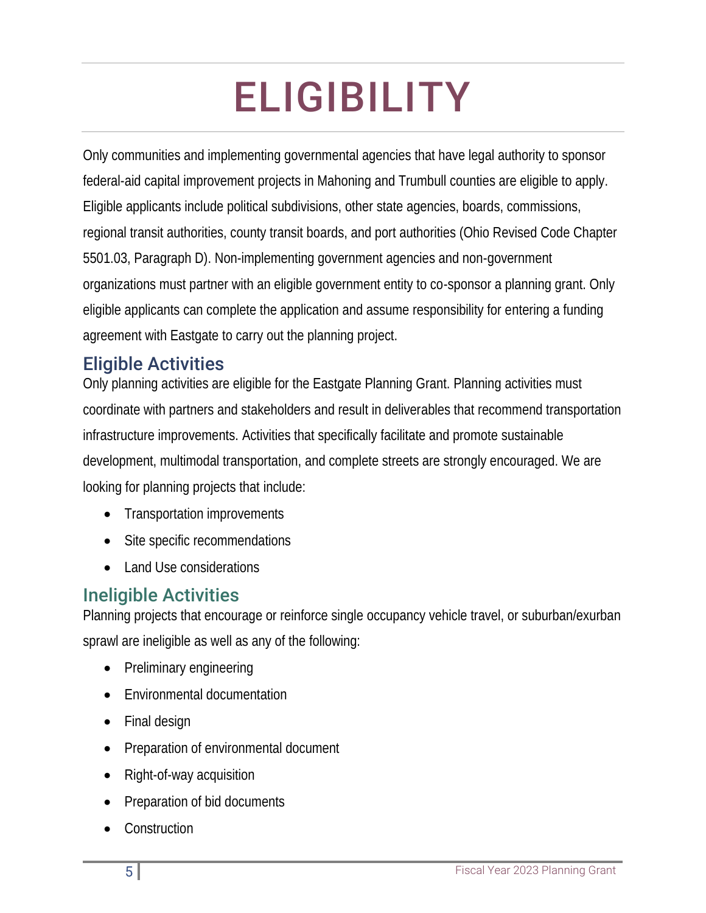# ELIGIBILITY

Only communities and implementing governmental agencies that have legal authority to sponsor federal-aid capital improvement projects in Mahoning and Trumbull counties are eligible to apply. Eligible applicants include political subdivisions, other state agencies, boards, commissions, regional transit authorities, county transit boards, and port authorities (Ohio Revised Code Chapter 5501.03, Paragraph D). Non-implementing government agencies and non-government organizations must partner with an eligible government entity to co-sponsor a planning grant. Only eligible applicants can complete the application and assume responsibility for entering a funding agreement with Eastgate to carry out the planning project.

## Eligible Activities

Only planning activities are eligible for the Eastgate Planning Grant. Planning activities must coordinate with partners and stakeholders and result in deliverables that recommend transportation infrastructure improvements. Activities that specifically facilitate and promote sustainable development, multimodal transportation, and complete streets are strongly encouraged. We are looking for planning projects that include:

- Transportation improvements
- Site specific recommendations
- Land Use considerations

## Ineligible Activities

Planning projects that encourage or reinforce single occupancy vehicle travel, or suburban/exurban sprawl are ineligible as well as any of the following:

- Preliminary engineering
- Environmental documentation
- Final design
- Preparation of environmental document
- Right-of-way acquisition
- Preparation of bid documents
- Construction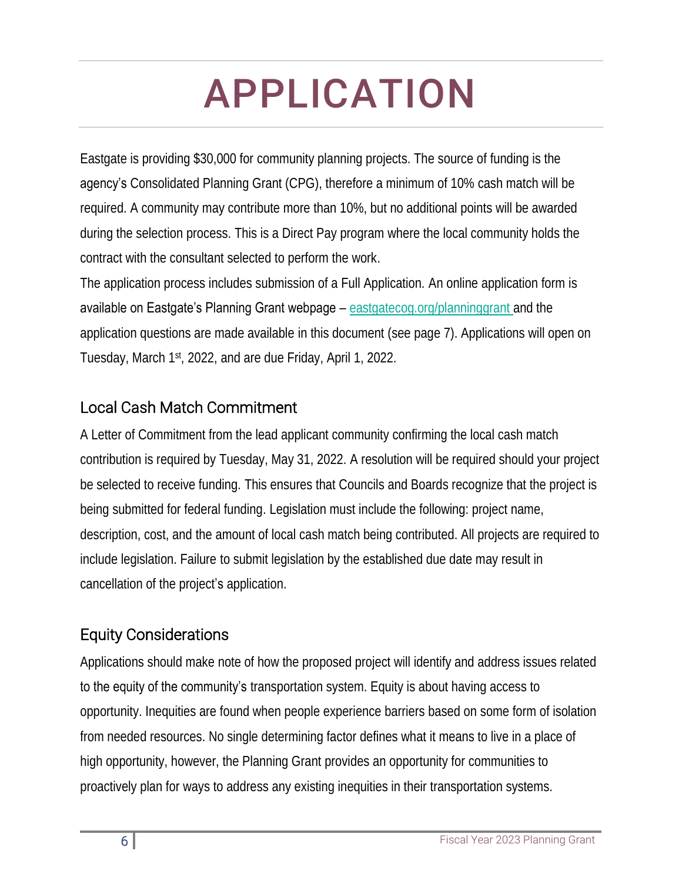# APPLICATION

Eastgate is providing $30,000 for community planning projects. The source of funding is the agency's Consolidated Planning Grant (CPG), therefore a minimum of 10% cash match will be required. A community may contribute more than 10%, but no additional points will be awarded during the selection process. This is a Direct Pay program where the local community holds the contract with the consultant selected to perform the work.

The application process includes submission of a Full Application. An online application form is available on Eastgate's Planning Grant webpage – [eastgatecog.org/planninggrant](eastgatecog.org/planninggrant) and the application questions are made available in this document (see page 7). Applications will open on Tuesday, March 1st, 2022, and are due Friday, April 1, 2022.

## Local Cash Match Commitment

A Letter of Commitment from the lead applicant community confirming the local cash match contribution is required by Tuesday, May 31, 2022. A resolution will be required should your project be selected to receive funding. This ensures that Councils and Boards recognize that the project is being submitted for federal funding. Legislation must include the following: project name, description, cost, and the amount of local cash match being contributed. All projects are required to include legislation. Failure to submit legislation by the established due date may result in cancellation of the project's application.

## Equity Considerations

Applications should make note of how the proposed project will identify and address issues related to the equity of the community's transportation system. Equity is about having access to opportunity. Inequities are found when people experience barriers based on some form of isolation from needed resources. No single determining factor defines what it means to live in a place of high opportunity, however, the Planning Grant provides an opportunity for communities to proactively plan for ways to address any existing inequities in their transportation systems.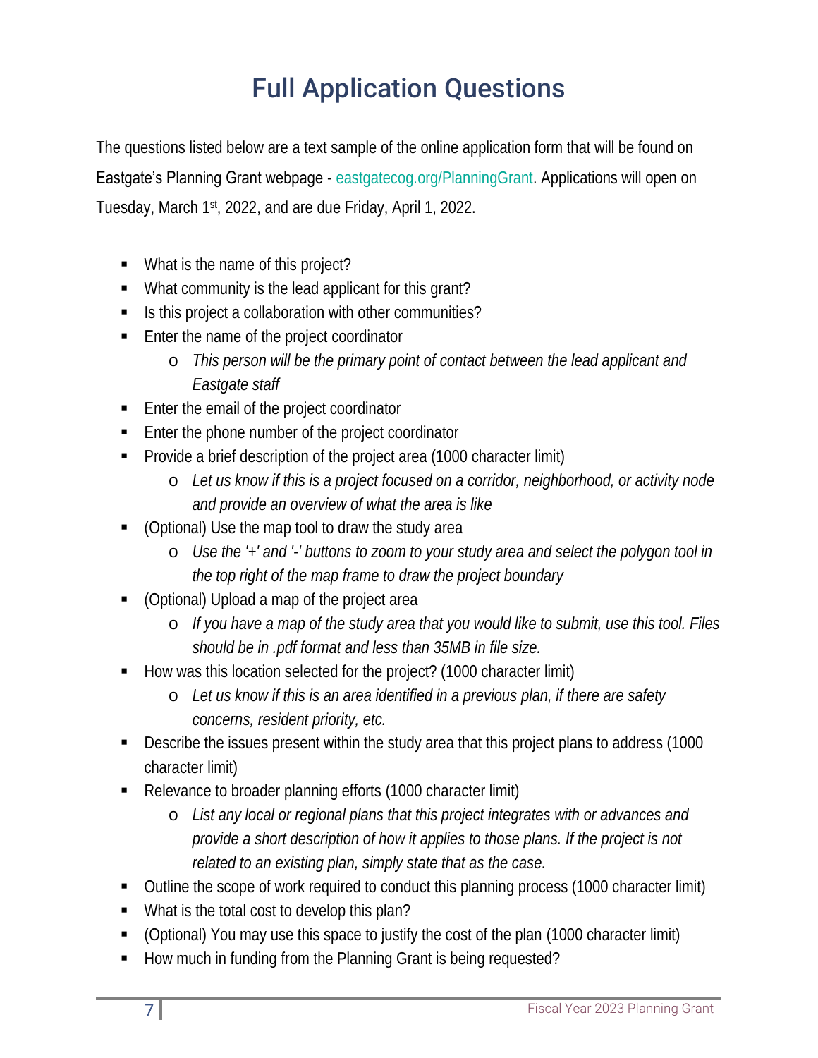# Full Application Questions

The questions listed below are a text sample of the online application form that will be found on Eastgate's Planning Grant webpage - [eastgatecog.org/PlanningGrant](eastgatecog.org/PlanningGrant). Applications will open on Tuesday, March 1st, 2022, and are due Friday, April 1, 2022.

- What is the name of this project?
- What community is the lead applicant for this grant?
- Is this project a collaboration with other communities?
- Enter the name of the project coordinator
  - *This person will be the primary point of contact between the lead applicant and Eastgate staff*
- Enter the email of the project coordinator
- Enter the phone number of the project coordinator
- Provide a brief description of the project area (1000 character limit)
  - *Let us know if this is a project focused on a corridor, neighborhood, or activity node and provide an overview of what the area is like*
- (Optional) Use the map tool to draw the study area
  - *Use the '+' and '-' buttons to zoom to your study area and select the polygon tool in the top right of the map frame to draw the project boundary*
- (Optional) Upload a map of the project area
  - *If you have a map of the study area that you would like to submit, use this tool. Files should be in .pdf format and less than 35MB in file size.*
- How was this location selected for the project? (1000 character limit)
  - *Let us know if this is an area identified in a previous plan, if there are safety concerns, resident priority, etc.*
- Describe the issues present within the study area that this project plans to address (1000 character limit)
- Relevance to broader planning efforts (1000 character limit)
  - *List any local or regional plans that this project integrates with or advances and provide a short description of how it applies to those plans. If the project is not related to an existing plan, simply state that as the case.*
- Outline the scope of work required to conduct this planning process (1000 character limit)
- What is the total cost to develop this plan?
- (Optional) You may use this space to justify the cost of the plan (1000 character limit)
- How much in funding from the Planning Grant is being requested?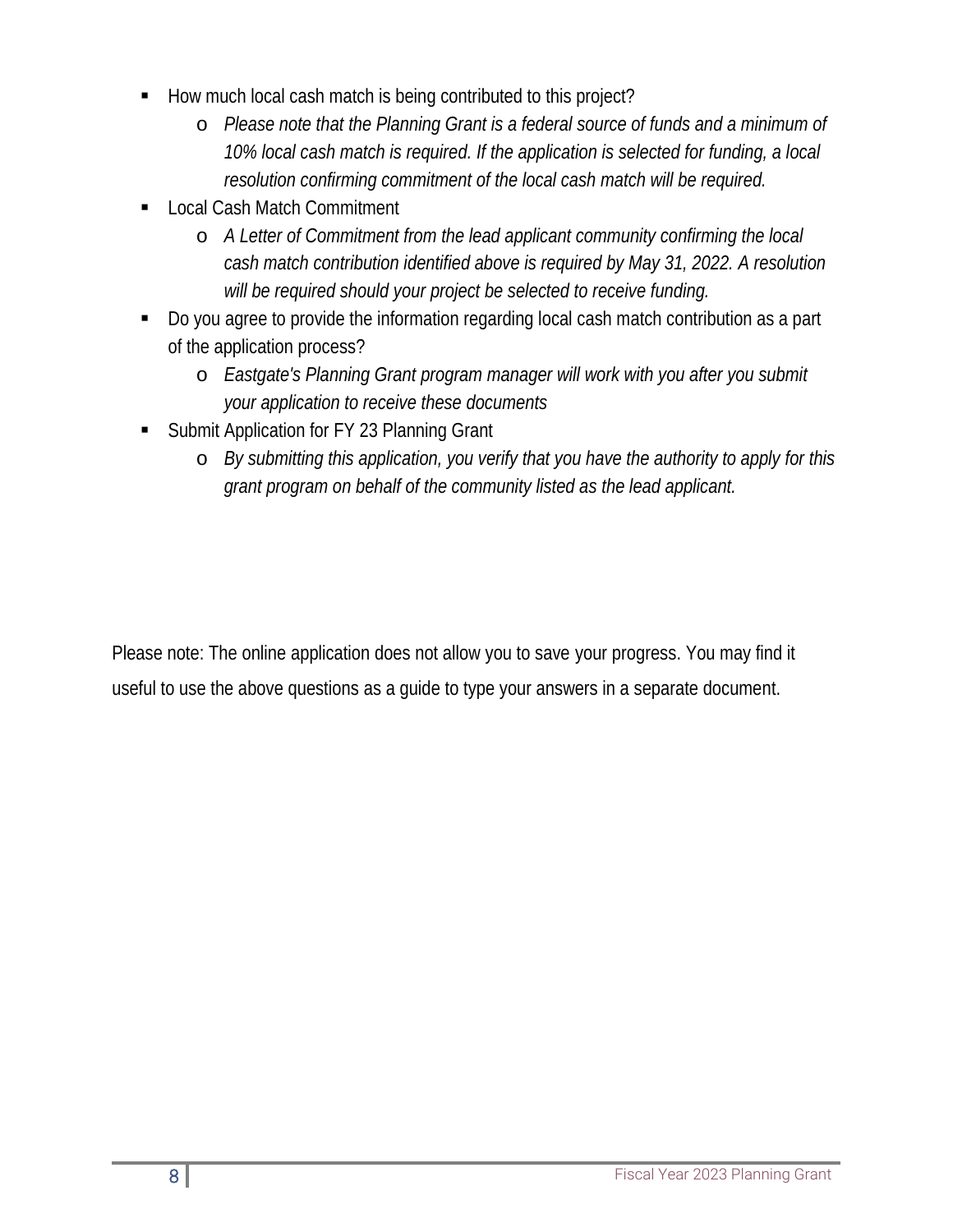- How much local cash match is being contributed to this project?
  - *Please note that the Planning Grant is a federal source of funds and a minimum of 10% local cash match is required. If the application is selected for funding, a local resolution confirming commitment of the local cash match will be required.*
- Local Cash Match Commitment
  - *A Letter of Commitment from the lead applicant community confirming the local cash match contribution identified above is required by May 31, 2022. A resolution will be required should your project be selected to receive funding.*
- Do you agree to provide the information regarding local cash match contribution as a part of the application process?
  - *Eastgate's Planning Grant program manager will work with you after you submit your application to receive these documents*
- Submit Application for FY 23 Planning Grant
  - *By submitting this application, you verify that you have the authority to apply for this grant program on behalf of the community listed as the lead applicant.*

Please note: The online application does not allow you to save your progress. You may find it useful to use the above questions as a guide to type your answers in a separate document.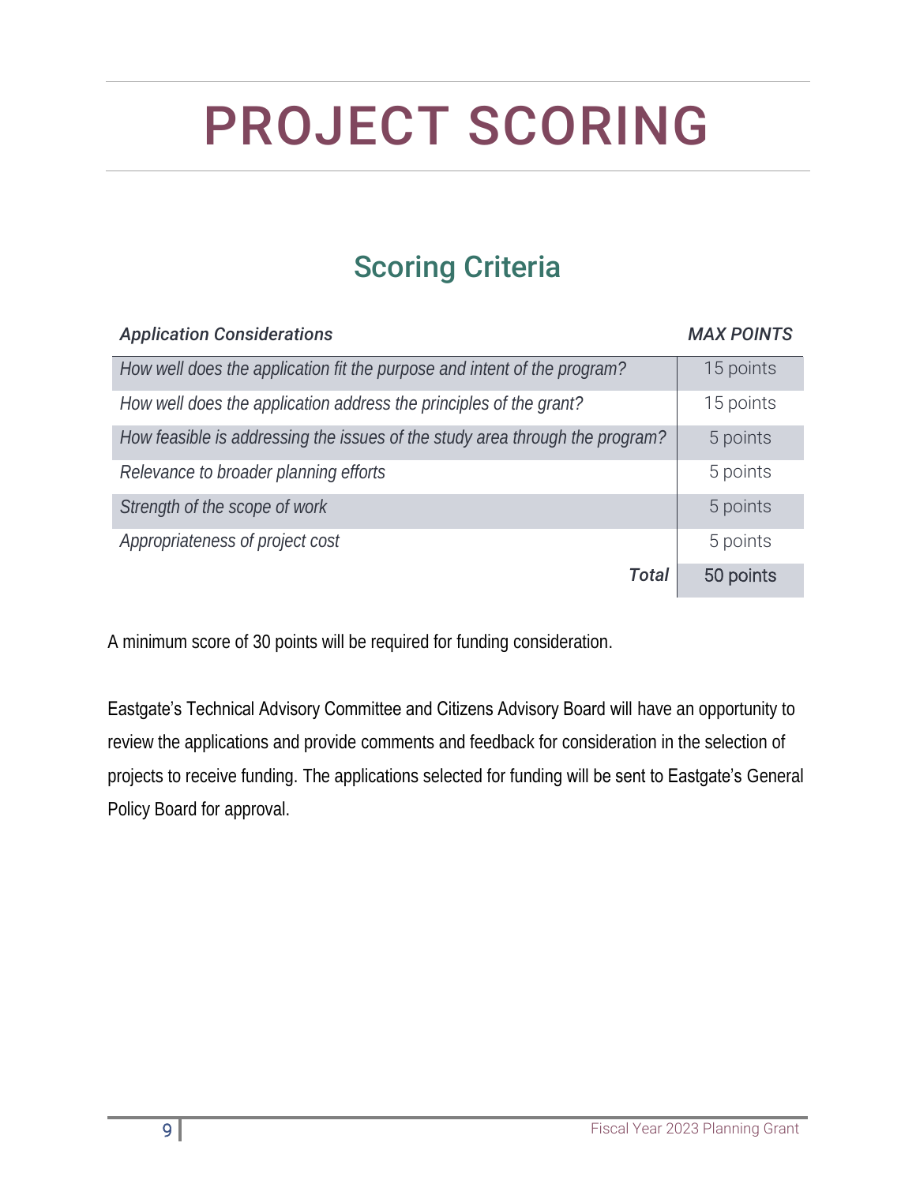# PROJECT SCORING

## Scoring Criteria

| *Application Considerations* | *MAX POINTS* |
|---|---|
| *How well does the application fit the purpose and intent of the program?* | 15 points |
| *How well does the application address the principles of the grant?* | 15 points |
| *How feasible is addressing the issues of the study area through the program?* | 5 points |
| *Relevance to broader planning efforts* | 5 points |
| *Strength of the scope of work* | 5 points |
| *Appropriateness of project cost* | 5 points |
| ***Total*** | 50 points |

A minimum score of 30 points will be required for funding consideration.

Eastgate's Technical Advisory Committee and Citizens Advisory Board will have an opportunity to review the applications and provide comments and feedback for consideration in the selection of projects to receive funding. The applications selected for funding will be sent to Eastgate's General Policy Board for approval.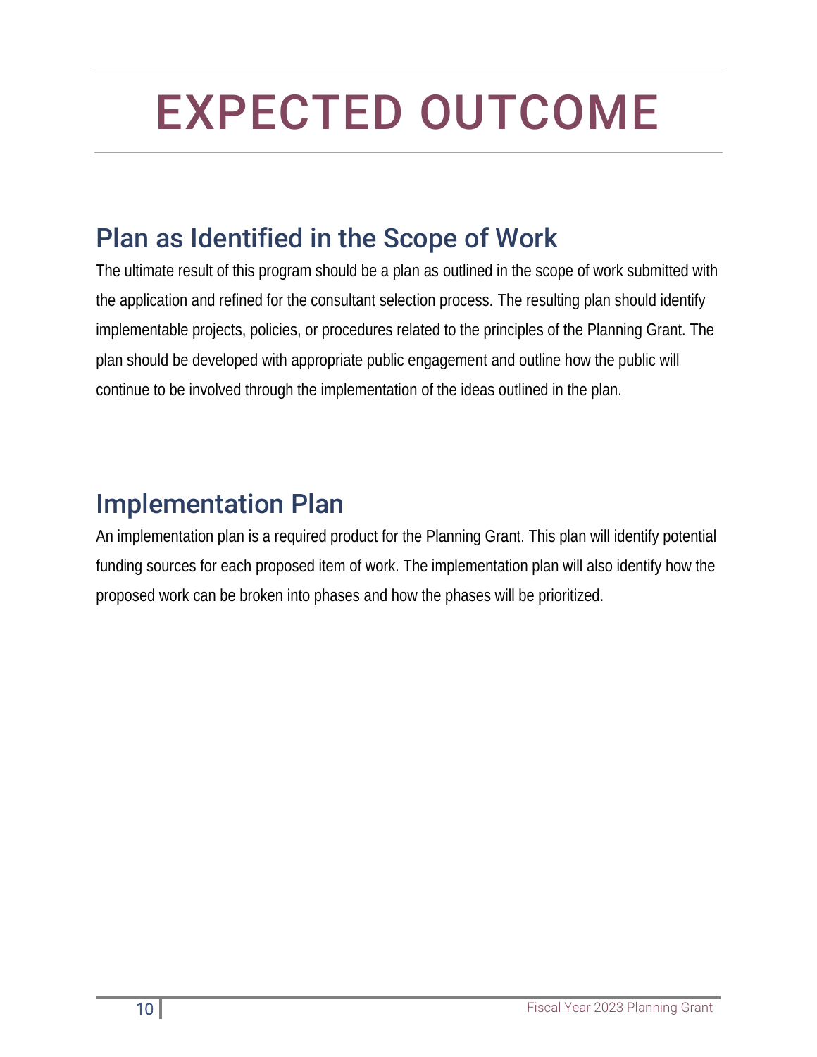# EXPECTED OUTCOME

## Plan as Identified in the Scope of Work

The ultimate result of this program should be a plan as outlined in the scope of work submitted with the application and refined for the consultant selection process. The resulting plan should identify implementable projects, policies, or procedures related to the principles of the Planning Grant. The plan should be developed with appropriate public engagement and outline how the public will continue to be involved through the implementation of the ideas outlined in the plan.

## Implementation Plan

An implementation plan is a required product for the Planning Grant. This plan will identify potential funding sources for each proposed item of work. The implementation plan will also identify how the proposed work can be broken into phases and how the phases will be prioritized.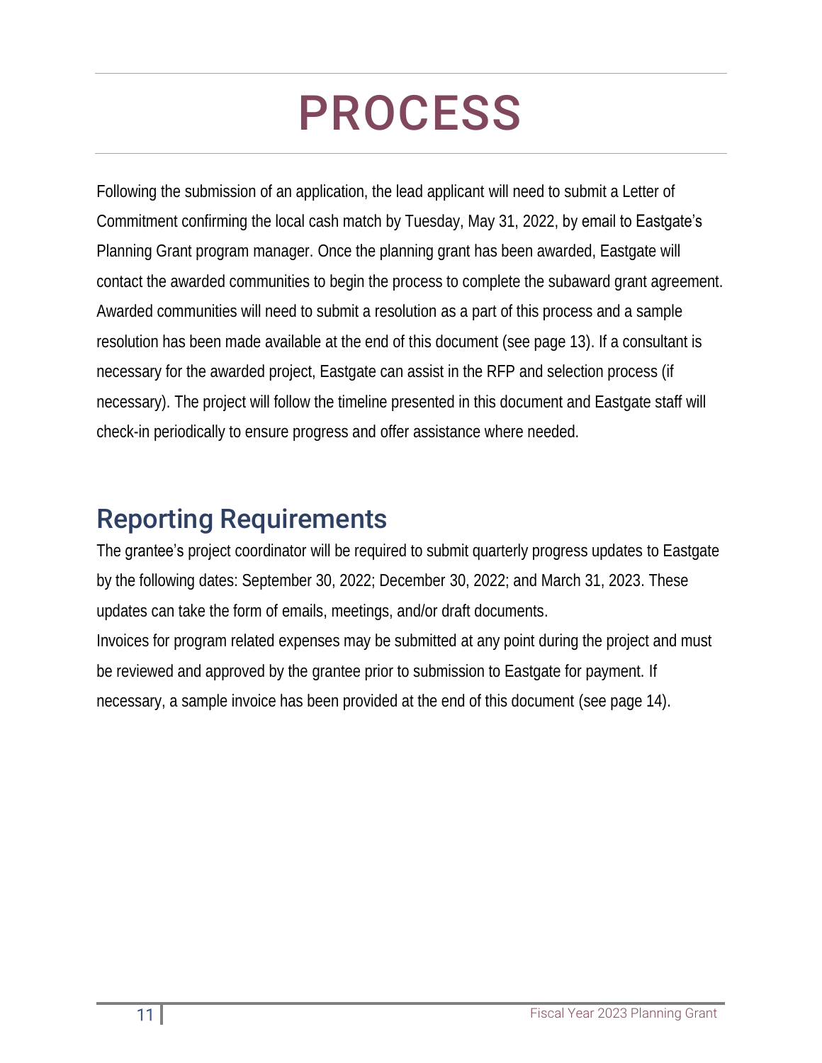# PROCESS

Following the submission of an application, the lead applicant will need to submit a Letter of Commitment confirming the local cash match by Tuesday, May 31, 2022, by email to Eastgate's Planning Grant program manager. Once the planning grant has been awarded, Eastgate will contact the awarded communities to begin the process to complete the subaward grant agreement. Awarded communities will need to submit a resolution as a part of this process and a sample resolution has been made available at the end of this document (see page 13). If a consultant is necessary for the awarded project, Eastgate can assist in the RFP and selection process (if necessary). The project will follow the timeline presented in this document and Eastgate staff will check-in periodically to ensure progress and offer assistance where needed.

## Reporting Requirements

The grantee's project coordinator will be required to submit quarterly progress updates to Eastgate by the following dates: September 30, 2022; December 30, 2022; and March 31, 2023. These updates can take the form of emails, meetings, and/or draft documents.

Invoices for program related expenses may be submitted at any point during the project and must be reviewed and approved by the grantee prior to submission to Eastgate for payment. If necessary, a sample invoice has been provided at the end of this document (see page 14).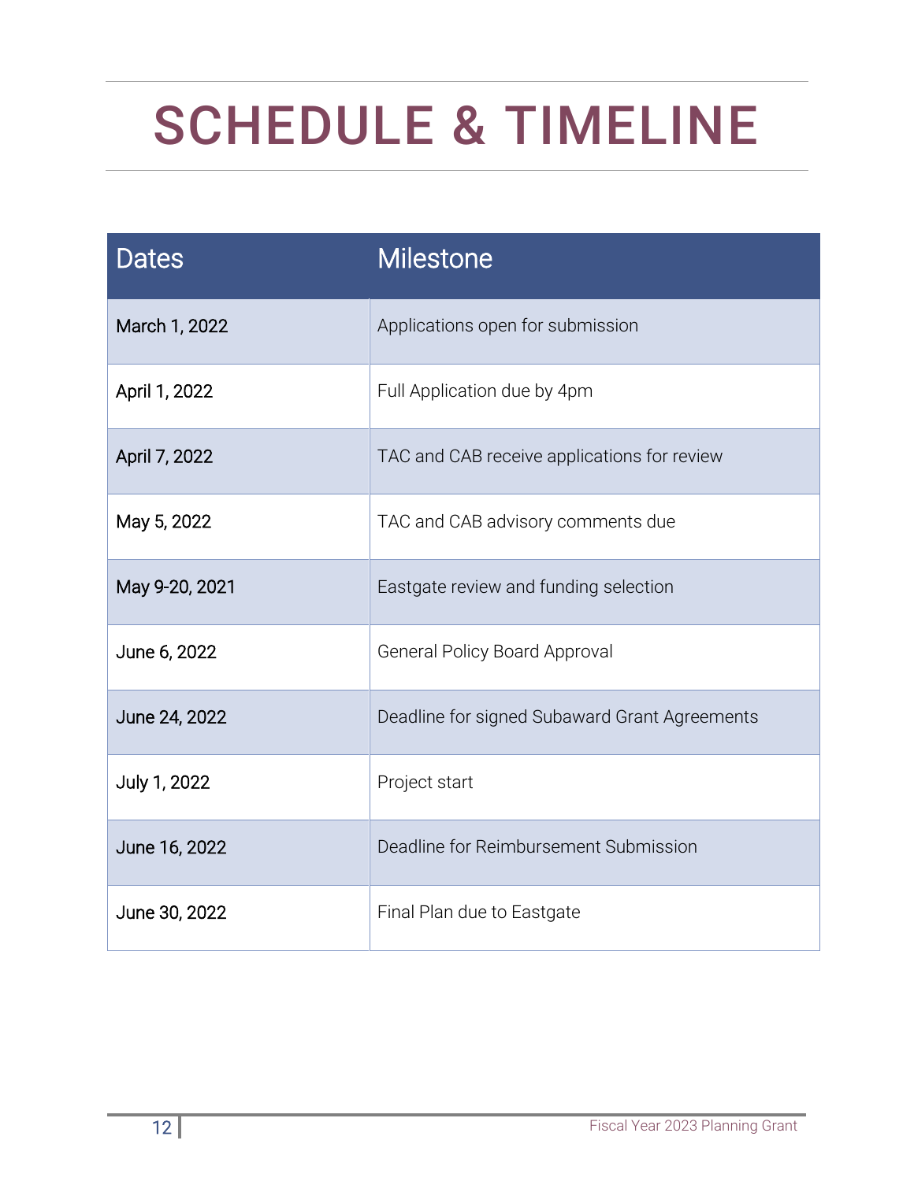# SCHEDULE & TIMELINE

| Dates | Milestone |
|---|---|
| March 1, 2022 | Applications open for submission |
| April 1, 2022 | Full Application due by 4pm |
| April 7, 2022 | TAC and CAB receive applications for review |
| May 5, 2022 | TAC and CAB advisory comments due |
| May 9-20, 2021 | Eastgate review and funding selection |
| June 6, 2022 | General Policy Board Approval |
| June 24, 2022 | Deadline for signed Subaward Grant Agreements |
| July 1, 2022 | Project start |
| June 16, 2022 | Deadline for Reimbursement Submission |
| June 30, 2022 | Final Plan due to Eastgate |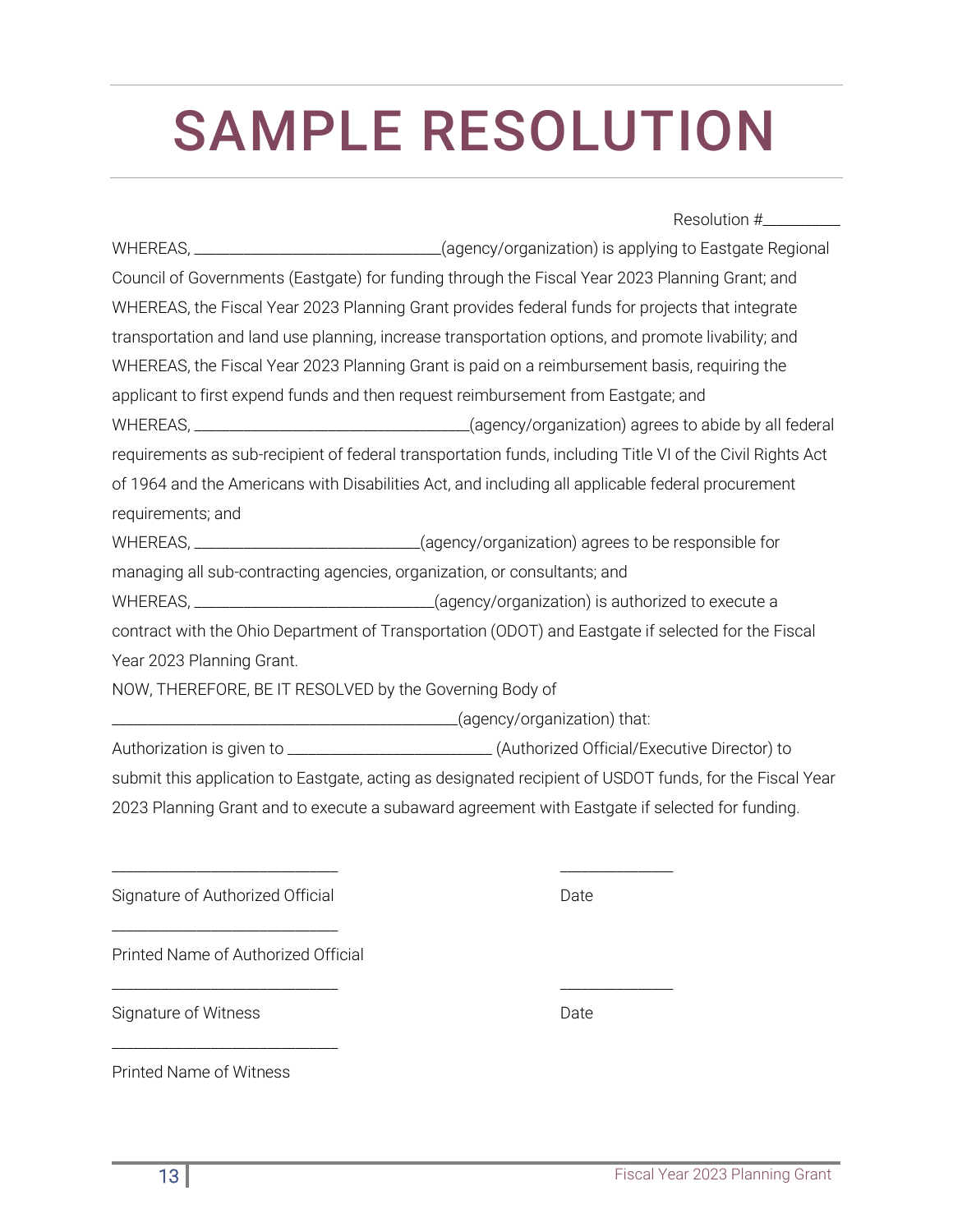# SAMPLE RESOLUTION

Resolution #__________

WHEREAS, ______________________________(agency/organization) is applying to Eastgate Regional Council of Governments (Eastgate) for funding through the Fiscal Year 2023 Planning Grant; and

WHEREAS, the Fiscal Year 2023 Planning Grant provides federal funds for projects that integrate transportation and land use planning, increase transportation options, and promote livability; and

WHEREAS, the Fiscal Year 2023 Planning Grant is paid on a reimbursement basis, requiring the applicant to first expend funds and then request reimbursement from Eastgate; and

WHEREAS, __________________________________(agency/organization) agrees to abide by all federal requirements as sub-recipient of federal transportation funds, including Title VI of the Civil Rights Act of 1964 and the Americans with Disabilities Act, and including all applicable federal procurement requirements; and

WHEREAS, ___________________________(agency/organization) agrees to be responsible for managing all sub-contracting agencies, organization, or consultants; and

WHEREAS, _____________________________(agency/organization) is authorized to execute a contract with the Ohio Department of Transportation (ODOT) and Eastgate if selected for the Fiscal Year 2023 Planning Grant.

NOW, THEREFORE, BE IT RESOLVED by the Governing Body of

__________________________________________(agency/organization) that:

Authorization is given to ________________________ (Authorized Official/Executive Director) to submit this application to Eastgate, acting as designated recipient of USDOT funds, for the Fiscal Year 2023 Planning Grant and to execute a subaward agreement with Eastgate if selected for funding.

___________________________ _____________

Signature of Authorized Official Date

___________________________

Printed Name of Authorized Official

___________________________ _____________

Signature of Witness Date

___________________________

Printed Name of Witness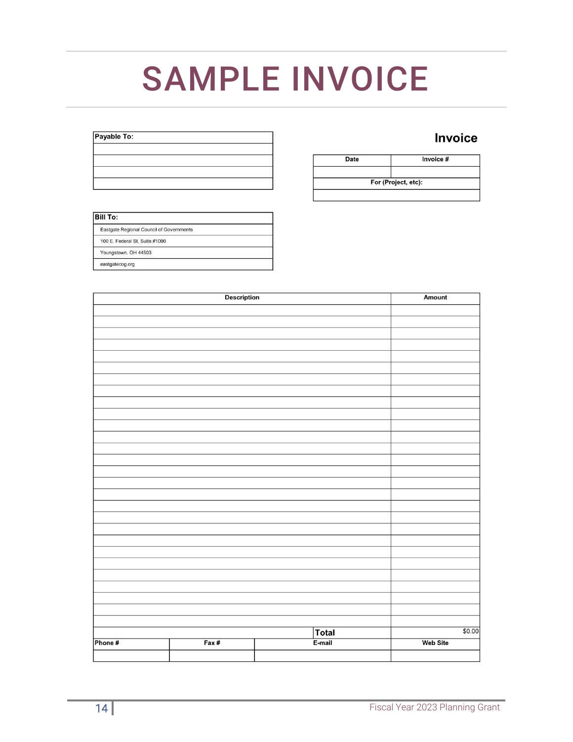# SAMPLE INVOICE

| Payable To: |
|---|
| |
| |
| |
| |

**Invoice**

| Date | Invoice # |
|---|---|
| | |
| For (Project, etc): | |
| | |

| Bill To: |
|---|
| Eastgate Regional Council of Governments |
| 100 E. Federal St, Suite #1000 |
| Youngstown, OH 44503 |
| eastgatecog.org |

| Description | | | Amount |
|---|---|---|---|
| | | | |
| | | | |
| | | | |
| | | | |
| | | | |
| | | | |
| | | | |
| | | | |
| | | | |
| | | | |
| | | | |
| | | | |
| | | | |
| | | | |
| | | | |
| | | | |
| | | | |
| | | | |
| | | | |
| | | | |
| | | | |
| | | | |
| | | | |
| | | | |
| | | | |
| | | | |
| | | | |
| | | | |
| | | **Total** | $0.00 |
| Phone # | Fax # | E-mail | Web Site |
| | | | |